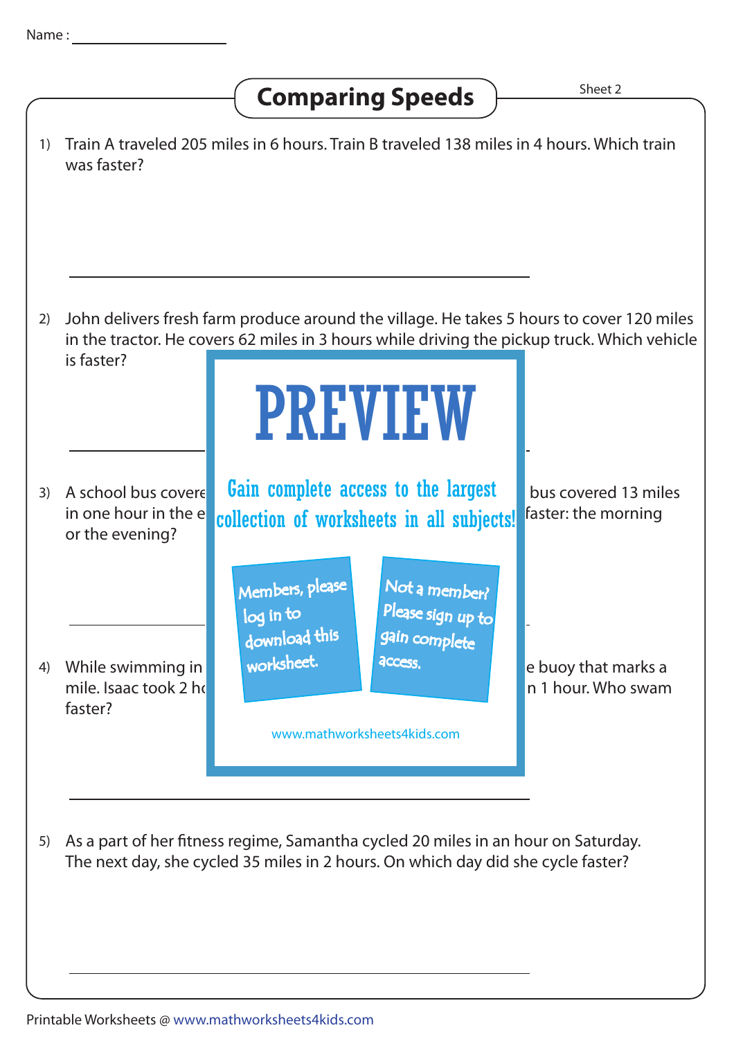Name : ____________________

# Comparing Speeds

Sheet 2

1) Train A traveled 205 miles in 6 hours. Train B traveled 138 miles in 4 hours. Which train was faster?

_______________________________________________

2) John delivers fresh farm produce around the village. He takes 5 hours to cover 120 miles in the tractor. He covers 62 miles in 3 hours while driving the pickup truck. Which vehicle is faster?

_______________________________________________

3) A school bus covere bus covered 13 miles in one hour in the e faster: the morning or the evening?

_______________________________________________

4) While swimming in e buoy that marks a mile. Isaac took 2 ho n 1 hour. Who swam faster?

_______________________________________________

5) As a part of her fitness regime, Samantha cycled 20 miles in an hour on Saturday. The next day, she cycled 35 miles in 2 hours. On which day did she cycle faster?

_______________________________________________

PREVIEW

Gain complete access to the largest collection of worksheets in all subjects!

Members, please log in to download this worksheet.

Not a member? Please sign up to gain complete access.

www.mathworksheets4kids.com

Printable Worksheets @ www.mathworksheets4kids.com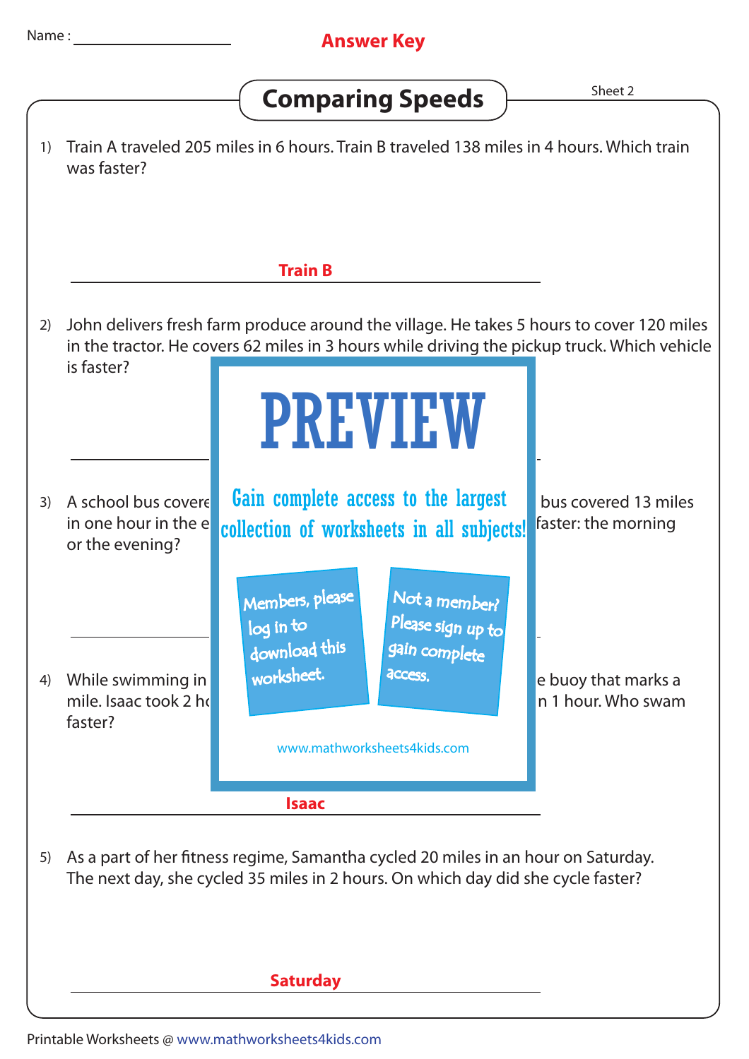Name : ____________

**Answer Key**

# Comparing Speeds

Sheet 2

1) Train A traveled 205 miles in 6 hours. Train B traveled 138 miles in 4 hours. Which train was faster?

**Train B**

2) John delivers fresh farm produce around the village. He takes 5 hours to cover 120 miles in the tractor. He covers 62 miles in 3 hours while driving the pickup truck. Which vehicle is faster?

PREVIEW

Gain complete access to the largest collection of worksheets in all subjects!

Members, please log in to download this worksheet.

Not a member? Please sign up to gain complete access.

www.mathworksheets4kids.com

3) A school bus covere … bus covered 13 miles in one hour in the e… faster: the morning or the evening?

4) While swimming in … e buoy that marks a mile. Isaac took 2 h… n 1 hour. Who swam faster?

**Isaac**

5) As a part of her fitness regime, Samantha cycled 20 miles in an hour on Saturday. The next day, she cycled 35 miles in 2 hours. On which day did she cycle faster?

**Saturday**